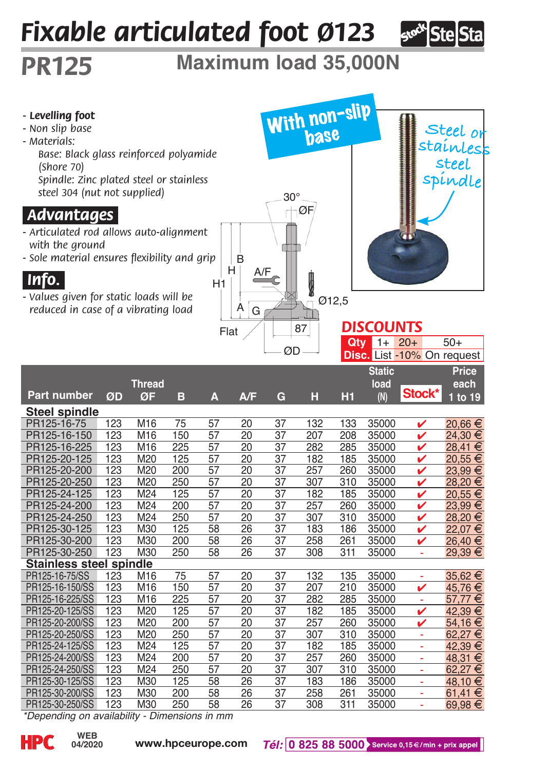# Fixable articulated foot Ø123

## PR125

## Maximum load 35,000N

Stock Ste Sta

- ***Levelling foot***
- *Non slip base*
- *Materials:*
  *Base: Black glass reinforced polyamide (Shore 70)*
  *Spindle: Zinc plated steel or stainless steel 304 (nut not supplied)*

### Advantages

- *Articulated rod allows auto-alignment with the ground*
- *Sole material ensures flexibility and grip*

### Info.

- *Values given for static loads will be reduced in case of a vibrating load*

With non-slip base

Steel or stainless steel spindle

30° ØF B H H1 A/F Ø12,5 A G Flat 87 ØD

### DISCOUNTS

| Qty | 1+ | 20+ | 50+ |
|---|---|---|---|
| Disc. | List | -10% | On request |

| Part number | ØD | Thread ØF | B | A | A/F | G | H | H1 | Static load (N) | Stock* | Price each 1 to 19 |
|---|---|---|---|---|---|---|---|---|---|---|---|
| **Steel spindle** | | | | | | | | | | | |
| PR125-16-75 | 123 | M16 | 75 | 57 | 20 | 37 | 132 | 133 | 35000 | ✔ | 20,66 € |
| PR125-16-150 | 123 | M16 | 150 | 57 | 20 | 37 | 207 | 208 | 35000 | ✔ | 24,30 € |
| PR125-16-225 | 123 | M16 | 225 | 57 | 20 | 37 | 282 | 285 | 35000 | ✔ | 28,41 € |
| PR125-20-125 | 123 | M20 | 125 | 57 | 20 | 37 | 182 | 185 | 35000 | ✔ | 20,55 € |
| PR125-20-200 | 123 | M20 | 200 | 57 | 20 | 37 | 257 | 260 | 35000 | ✔ | 23,99 € |
| PR125-20-250 | 123 | M20 | 250 | 57 | 20 | 37 | 307 | 310 | 35000 | ✔ | 28,20 € |
| PR125-24-125 | 123 | M24 | 125 | 57 | 20 | 37 | 182 | 185 | 35000 | ✔ | 20,55 € |
| PR125-24-200 | 123 | M24 | 200 | 57 | 20 | 37 | 257 | 260 | 35000 | ✔ | 23,99 € |
| PR125-24-250 | 123 | M24 | 250 | 57 | 20 | 37 | 307 | 310 | 35000 | ✔ | 28,20 € |
| PR125-30-125 | 123 | M30 | 125 | 58 | 26 | 37 | 183 | 186 | 35000 | ✔ | 22,07 € |
| PR125-30-200 | 123 | M30 | 200 | 58 | 26 | 37 | 258 | 261 | 35000 | ✔ | 26,40 € |
| PR125-30-250 | 123 | M30 | 250 | 58 | 26 | 37 | 308 | 311 | 35000 | - | 29,39 € |
| **Stainless steel spindle** | | | | | | | | | | | |
| PR125-16-75/SS | 123 | M16 | 75 | 57 | 20 | 37 | 132 | 135 | 35000 | - | 35,62 € |
| PR125-16-150/SS | 123 | M16 | 150 | 57 | 20 | 37 | 207 | 210 | 35000 | ✔ | 45,76 € |
| PR125-16-225/SS | 123 | M16 | 225 | 57 | 20 | 37 | 282 | 285 | 35000 | - | 57,77 € |
| PR125-20-125/SS | 123 | M20 | 125 | 57 | 20 | 37 | 182 | 185 | 35000 | ✔ | 42,39 € |
| PR125-20-200/SS | 123 | M20 | 200 | 57 | 20 | 37 | 257 | 260 | 35000 | ✔ | 54,16 € |
| PR125-20-250/SS | 123 | M20 | 250 | 57 | 20 | 37 | 307 | 310 | 35000 | - | 62,27 € |
| PR125-24-125/SS | 123 | M24 | 125 | 57 | 20 | 37 | 182 | 185 | 35000 | - | 42,39 € |
| PR125-24-200/SS | 123 | M24 | 200 | 57 | 20 | 37 | 257 | 260 | 35000 | - | 48,31 € |
| PR125-24-250/SS | 123 | M24 | 250 | 57 | 20 | 37 | 307 | 310 | 35000 | - | 62,27 € |
| PR125-30-125/SS | 123 | M30 | 125 | 58 | 26 | 37 | 183 | 186 | 35000 | - | 48,10 € |
| PR125-30-200/SS | 123 | M30 | 200 | 58 | 26 | 37 | 258 | 261 | 35000 | - | 61,41 € |
| PR125-30-250/SS | 123 | M30 | 250 | 58 | 26 | 37 | 308 | 311 | 35000 | - | 69,98 € |

*\*Depending on availability - Dimensions in mm*

HPC WEB 04/2020 www.hpceurope.com *Tél:* 0 825 88 5000 Service 0,15 €/min + prix appel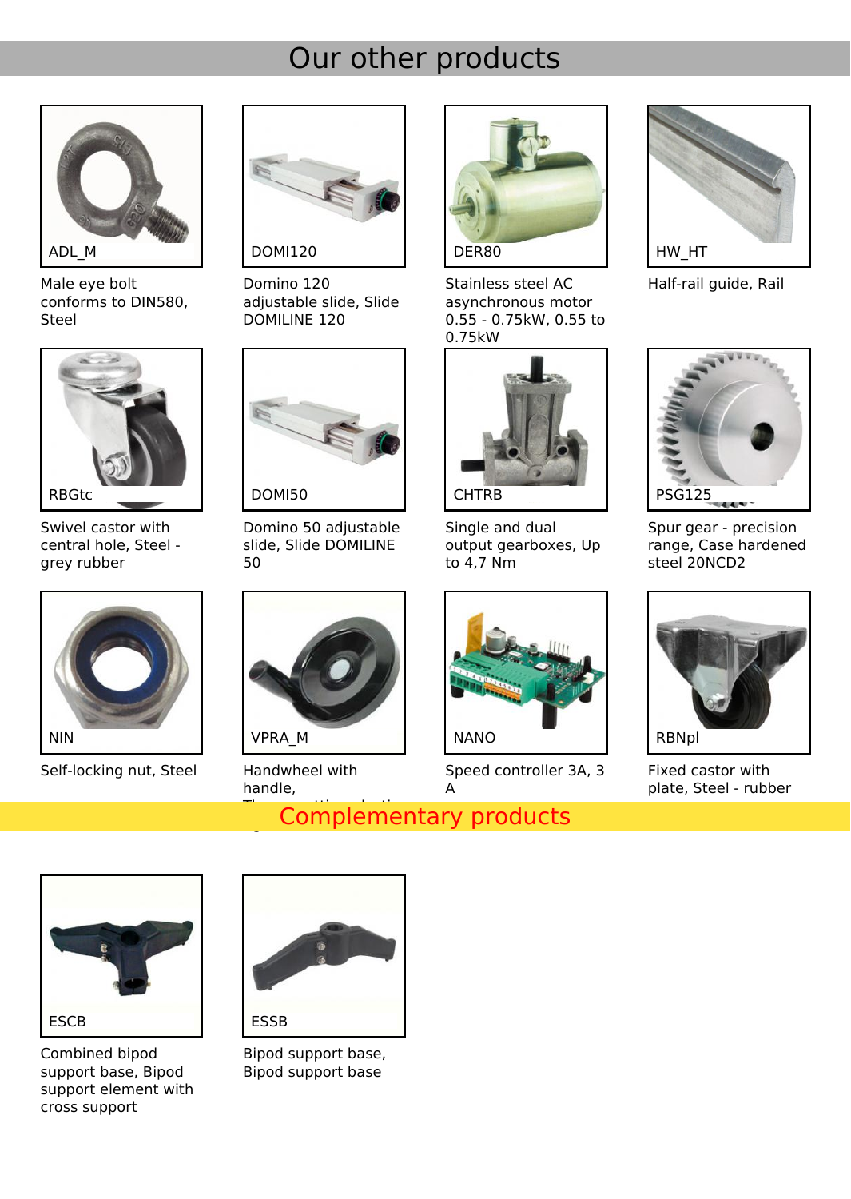# Our other products

ADL_M

Male eye bolt conforms to DIN580, Steel

DOMI120

Domino 120 adjustable slide, Slide DOMILINE 120

DER80

Stainless steel AC asynchronous motor 0.55 - 0.75kW, 0.55 to 0.75kW

HW_HT

Half-rail guide, Rail

RBGtc

Swivel castor with central hole, Steel - grey rubber

DOMI50

Domino 50 adjustable slide, Slide DOMILINE 50

CHTRB

Single and dual output gearboxes, Up to 4,7 Nm

PSG125

Spur gear - precision range, Case hardened steel 20NCD2

NIN

Self-locking nut, Steel

VPRA_M

Handwheel with handle,

NANO

Speed controller 3A, 3 A

RBNpl

Fixed castor with plate, Steel - rubber

# Complementary products

ESCB

Combined bipod support base, Bipod support element with cross support

ESSB

Bipod support base, Bipod support base